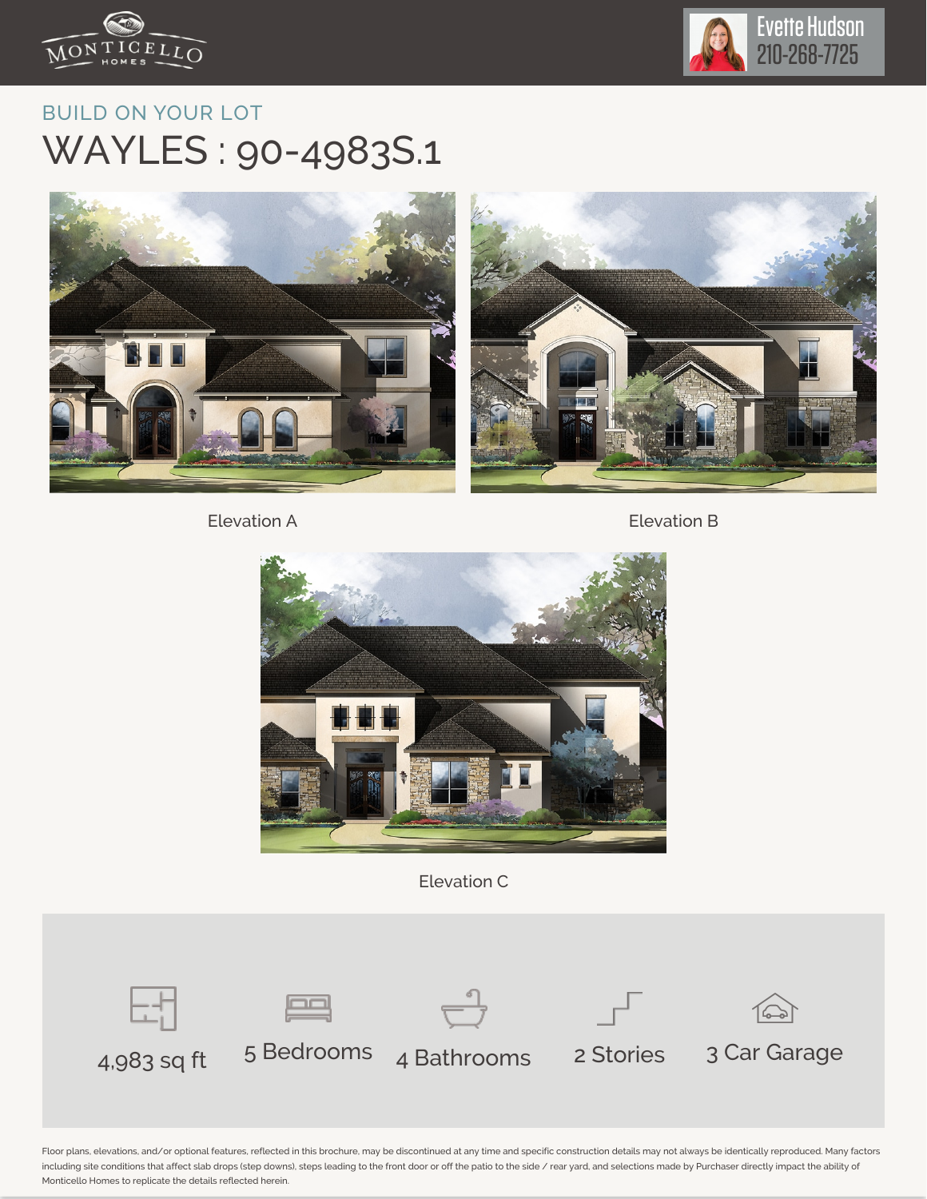MONTICELLO HOMES

Evette Hudson
210-268-7725

BUILD ON YOUR LOT

# WAYLES : 90-4983S.1

Elevation A

Elevation B

Elevation C

4,983 sq ft

5 Bedrooms

4 Bathrooms

2 Stories

3 Car Garage

Floor plans, elevations, and/or optional features, reflected in this brochure, may be discontinued at any time and specific construction details may not always be identically reproduced. Many factors including site conditions that affect slab drops (step downs), steps leading to the front door or off the patio to the side / rear yard, and selections made by Purchaser directly impact the ability of Monticello Homes to replicate the details reflected herein.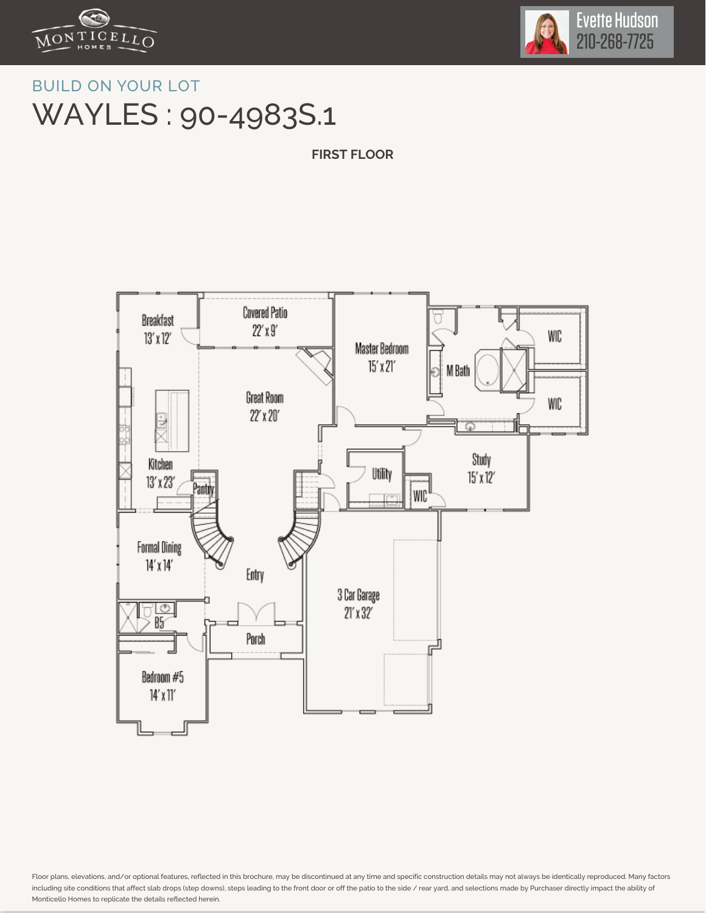MONTICELLO HOMES

Evette Hudson
210-268-7725

BUILD ON YOUR LOT

# WAYLES : 90-4983S.1

**FIRST FLOOR**

Breakfast 13' x 12'

Covered Patio 22' x 9'

Master Bedroom 15' x 21'

WIC

M Bath

WIC

Great Room 22' x 20'

Kitchen 13' x 23'

Pantry

Utility

WIC

Study 15' x 12'

Formal Dining 14' x 14'

Entry

3 Car Garage 21' x 32'

B5

Porch

Bedroom #5 14' x 11'

Floor plans, elevations, and/or optional features, reflected in this brochure, may be discontinued at any time and specific construction details may not always be identically reproduced. Many factors including site conditions that affect slab drops (step downs), steps leading to the front door or off the patio to the side / rear yard, and selections made by Purchaser directly impact the ability of Monticello Homes to replicate the details reflected herein.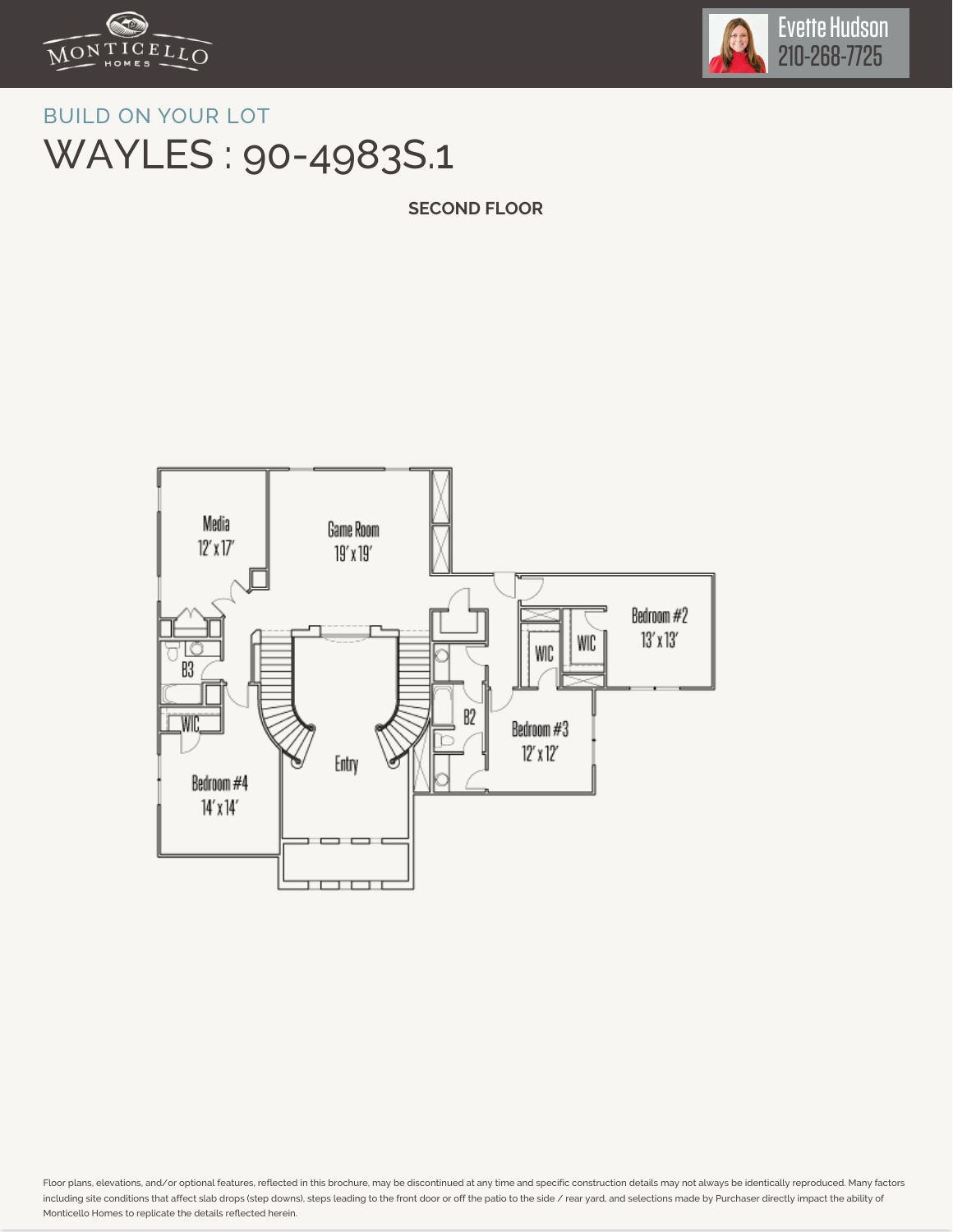BUILD ON YOUR LOT

# WAYLES : 90-4983S.1

**SECOND FLOOR**

Media
12' x 17'

Game Room
19' x 19'

Bedroom #2
13' x 13'

WIC

WIC

B3

WIC

Bedroom #4
14' x 14'

Entry

B2

Bedroom #3
12' x 12'

Floor plans, elevations, and/or optional features, reflected in this brochure, may be discontinued at any time and specific construction details may not always be identically reproduced. Many factors including site conditions that affect slab drops (step downs), steps leading to the front door or off the patio to the side / rear yard, and selections made by Purchaser directly impact the ability of Monticello Homes to replicate the details reflected herein.